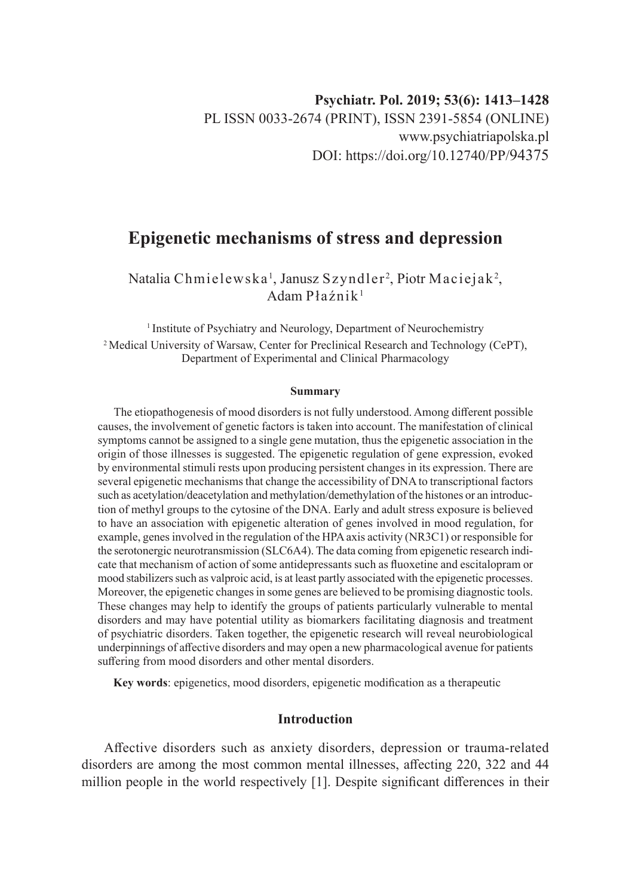Psychiatr. Pol. 2019; 53(6): 1413–1428
PL ISSN 0033-2674 (PRINT), ISSN 2391-5854 (ONLINE)
www.psychiatriapolska.pl
DOI: https://doi.org/10.12740/PP/94375

# Epigenetic mechanisms of stress and depression

Natalia Chmielewska[1], Janusz Szyndler[2], Piotr Maciejak[2], Adam Płaźnik[1]

[1] Institute of Psychiatry and Neurology, Department of Neurochemistry
[2] Medical University of Warsaw, Center for Preclinical Research and Technology (CePT), Department of Experimental and Clinical Pharmacology

### Summary

The etiopathogenesis of mood disorders is not fully understood. Among different possible causes, the involvement of genetic factors is taken into account. The manifestation of clinical symptoms cannot be assigned to a single gene mutation, thus the epigenetic association in the origin of those illnesses is suggested. The epigenetic regulation of gene expression, evoked by environmental stimuli rests upon producing persistent changes in its expression. There are several epigenetic mechanisms that change the accessibility of DNA to transcriptional factors such as acetylation/deacetylation and methylation/demethylation of the histones or an introduction of methyl groups to the cytosine of the DNA. Early and adult stress exposure is believed to have an association with epigenetic alteration of genes involved in mood regulation, for example, genes involved in the regulation of the HPA axis activity (NR3C1) or responsible for the serotonergic neurotransmission (SLC6A4). The data coming from epigenetic research indicate that mechanism of action of some antidepressants such as fluoxetine and escitalopram or mood stabilizers such as valproic acid, is at least partly associated with the epigenetic processes. Moreover, the epigenetic changes in some genes are believed to be promising diagnostic tools. These changes may help to identify the groups of patients particularly vulnerable to mental disorders and may have potential utility as biomarkers facilitating diagnosis and treatment of psychiatric disorders. Taken together, the epigenetic research will reveal neurobiological underpinnings of affective disorders and may open a new pharmacological avenue for patients suffering from mood disorders and other mental disorders.

**Key words**: epigenetics, mood disorders, epigenetic modification as a therapeutic

## Introduction

Affective disorders such as anxiety disorders, depression or trauma-related disorders are among the most common mental illnesses, affecting 220, 322 and 44 million people in the world respectively [1]. Despite significant differences in their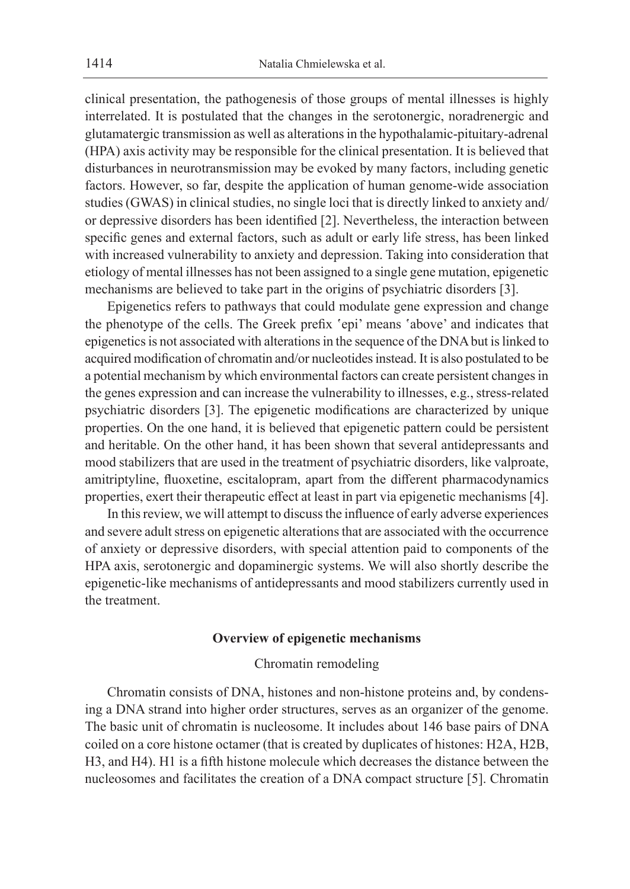clinical presentation, the pathogenesis of those groups of mental illnesses is highly interrelated. It is postulated that the changes in the serotonergic, noradrenergic and glutamatergic transmission as well as alterations in the hypothalamic-pituitary-adrenal (HPA) axis activity may be responsible for the clinical presentation. It is believed that disturbances in neurotransmission may be evoked by many factors, including genetic factors. However, so far, despite the application of human genome-wide association studies (GWAS) in clinical studies, no single loci that is directly linked to anxiety and/or depressive disorders has been identified [2]. Nevertheless, the interaction between specific genes and external factors, such as adult or early life stress, has been linked with increased vulnerability to anxiety and depression. Taking into consideration that etiology of mental illnesses has not been assigned to a single gene mutation, epigenetic mechanisms are believed to take part in the origins of psychiatric disorders [3].

Epigenetics refers to pathways that could modulate gene expression and change the phenotype of the cells. The Greek prefix ʻepi' means ʻabove' and indicates that epigenetics is not associated with alterations in the sequence of the DNA but is linked to acquired modification of chromatin and/or nucleotides instead. It is also postulated to be a potential mechanism by which environmental factors can create persistent changes in the genes expression and can increase the vulnerability to illnesses, e.g., stress-related psychiatric disorders [3]. The epigenetic modifications are characterized by unique properties. On the one hand, it is believed that epigenetic pattern could be persistent and heritable. On the other hand, it has been shown that several antidepressants and mood stabilizers that are used in the treatment of psychiatric disorders, like valproate, amitriptyline, fluoxetine, escitalopram, apart from the different pharmacodynamics properties, exert their therapeutic effect at least in part via epigenetic mechanisms [4].

In this review, we will attempt to discuss the influence of early adverse experiences and severe adult stress on epigenetic alterations that are associated with the occurrence of anxiety or depressive disorders, with special attention paid to components of the HPA axis, serotonergic and dopaminergic systems. We will also shortly describe the epigenetic-like mechanisms of antidepressants and mood stabilizers currently used in the treatment.

## Overview of epigenetic mechanisms

### Chromatin remodeling

Chromatin consists of DNA, histones and non-histone proteins and, by condensing a DNA strand into higher order structures, serves as an organizer of the genome. The basic unit of chromatin is nucleosome. It includes about 146 base pairs of DNA coiled on a core histone octamer (that is created by duplicates of histones: H2A, H2B, H3, and H4). H1 is a fifth histone molecule which decreases the distance between the nucleosomes and facilitates the creation of a DNA compact structure [5]. Chromatin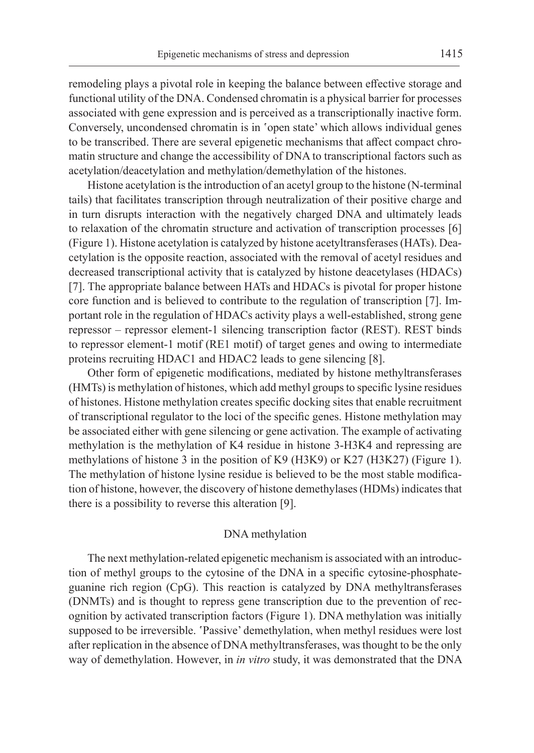remodeling plays a pivotal role in keeping the balance between effective storage and functional utility of the DNA. Condensed chromatin is a physical barrier for processes associated with gene expression and is perceived as a transcriptionally inactive form. Conversely, uncondensed chromatin is in 'open state' which allows individual genes to be transcribed. There are several epigenetic mechanisms that affect compact chromatin structure and change the accessibility of DNA to transcriptional factors such as acetylation/deacetylation and methylation/demethylation of the histones.

Histone acetylation is the introduction of an acetyl group to the histone (N-terminal tails) that facilitates transcription through neutralization of their positive charge and in turn disrupts interaction with the negatively charged DNA and ultimately leads to relaxation of the chromatin structure and activation of transcription processes [6] (Figure 1). Histone acetylation is catalyzed by histone acetyltransferases (HATs). Deacetylation is the opposite reaction, associated with the removal of acetyl residues and decreased transcriptional activity that is catalyzed by histone deacetylases (HDACs) [7]. The appropriate balance between HATs and HDACs is pivotal for proper histone core function and is believed to contribute to the regulation of transcription [7]. Important role in the regulation of HDACs activity plays a well-established, strong gene repressor – repressor element-1 silencing transcription factor (REST). REST binds to repressor element-1 motif (RE1 motif) of target genes and owing to intermediate proteins recruiting HDAC1 and HDAC2 leads to gene silencing [8].

Other form of epigenetic modifications, mediated by histone methyltransferases (HMTs) is methylation of histones, which add methyl groups to specific lysine residues of histones. Histone methylation creates specific docking sites that enable recruitment of transcriptional regulator to the loci of the specific genes. Histone methylation may be associated either with gene silencing or gene activation. The example of activating methylation is the methylation of K4 residue in histone 3-H3K4 and repressing are methylations of histone 3 in the position of K9 (H3K9) or K27 (H3K27) (Figure 1). The methylation of histone lysine residue is believed to be the most stable modification of histone, however, the discovery of histone demethylases (HDMs) indicates that there is a possibility to reverse this alteration [9].

## DNA methylation

The next methylation-related epigenetic mechanism is associated with an introduction of methyl groups to the cytosine of the DNA in a specific cytosine-phosphate-guanine rich region (CpG). This reaction is catalyzed by DNA methyltransferases (DNMTs) and is thought to repress gene transcription due to the prevention of recognition by activated transcription factors (Figure 1). DNA methylation was initially supposed to be irreversible. 'Passive' demethylation, when methyl residues were lost after replication in the absence of DNA methyltransferases, was thought to be the only way of demethylation. However, in *in vitro* study, it was demonstrated that the DNA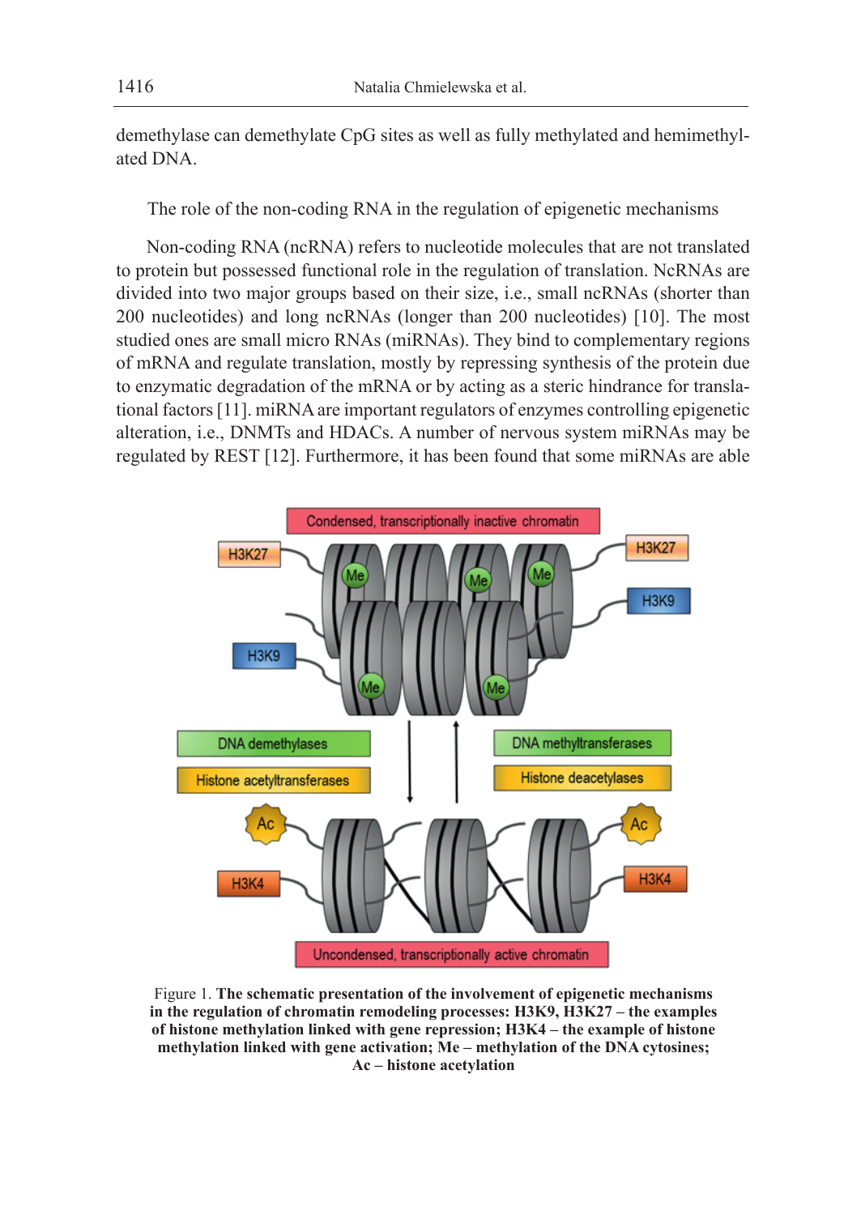demethylase can demethylate CpG sites as well as fully methylated and hemimethylated DNA.

## The role of the non-coding RNA in the regulation of epigenetic mechanisms

Non-coding RNA (ncRNA) refers to nucleotide molecules that are not translated to protein but possessed functional role in the regulation of translation. NcRNAs are divided into two major groups based on their size, i.e., small ncRNAs (shorter than 200 nucleotides) and long ncRNAs (longer than 200 nucleotides) [10]. The most studied ones are small micro RNAs (miRNAs). They bind to complementary regions of mRNA and regulate translation, mostly by repressing synthesis of the protein due to enzymatic degradation of the mRNA or by acting as a steric hindrance for translational factors [11]. miRNA are important regulators of enzymes controlling epigenetic alteration, i.e., DNMTs and HDACs. A number of nervous system miRNAs may be regulated by REST [12]. Furthermore, it has been found that some miRNAs are able

Figure 1. **The schematic presentation of the involvement of epigenetic mechanisms in the regulation of chromatin remodeling processes: H3K9, H3K27 – the examples of histone methylation linked with gene repression; H3K4 – the example of histone methylation linked with gene activation; Me – methylation of the DNA cytosines; Ac – histone acetylation**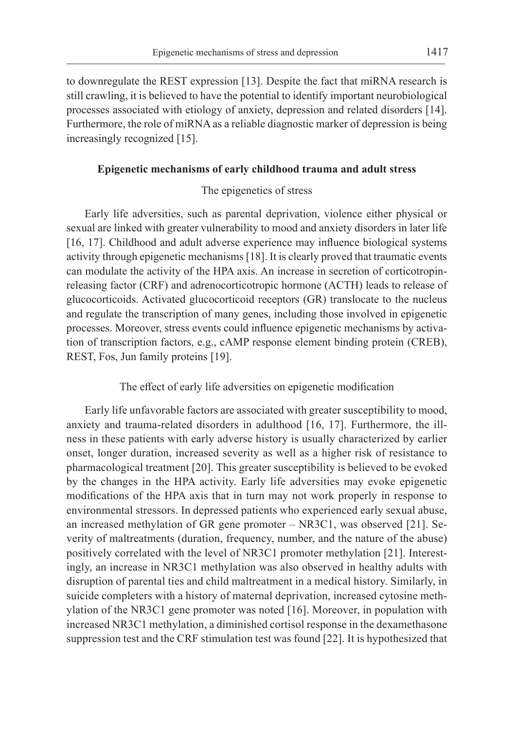to downregulate the REST expression [13]. Despite the fact that miRNA research is still crawling, it is believed to have the potential to identify important neurobiological processes associated with etiology of anxiety, depression and related disorders [14]. Furthermore, the role of miRNA as a reliable diagnostic marker of depression is being increasingly recognized [15].

## Epigenetic mechanisms of early childhood trauma and adult stress

### The epigenetics of stress

Early life adversities, such as parental deprivation, violence either physical or sexual are linked with greater vulnerability to mood and anxiety disorders in later life [16, 17]. Childhood and adult adverse experience may influence biological systems activity through epigenetic mechanisms [18]. It is clearly proved that traumatic events can modulate the activity of the HPA axis. An increase in secretion of corticotropin-releasing factor (CRF) and adrenocorticotropic hormone (ACTH) leads to release of glucocorticoids. Activated glucocorticoid receptors (GR) translocate to the nucleus and regulate the transcription of many genes, including those involved in epigenetic processes. Moreover, stress events could influence epigenetic mechanisms by activation of transcription factors, e.g., cAMP response element binding protein (CREB), REST, Fos, Jun family proteins [19].

### The effect of early life adversities on epigenetic modification

Early life unfavorable factors are associated with greater susceptibility to mood, anxiety and trauma-related disorders in adulthood [16, 17]. Furthermore, the illness in these patients with early adverse history is usually characterized by earlier onset, longer duration, increased severity as well as a higher risk of resistance to pharmacological treatment [20]. This greater susceptibility is believed to be evoked by the changes in the HPA activity. Early life adversities may evoke epigenetic modifications of the HPA axis that in turn may not work properly in response to environmental stressors. In depressed patients who experienced early sexual abuse, an increased methylation of GR gene promoter – NR3C1, was observed [21]. Severity of maltreatments (duration, frequency, number, and the nature of the abuse) positively correlated with the level of NR3C1 promoter methylation [21]. Interestingly, an increase in NR3C1 methylation was also observed in healthy adults with disruption of parental ties and child maltreatment in a medical history. Similarly, in suicide completers with a history of maternal deprivation, increased cytosine methylation of the NR3C1 gene promoter was noted [16]. Moreover, in population with increased NR3C1 methylation, a diminished cortisol response in the dexamethasone suppression test and the CRF stimulation test was found [22]. It is hypothesized that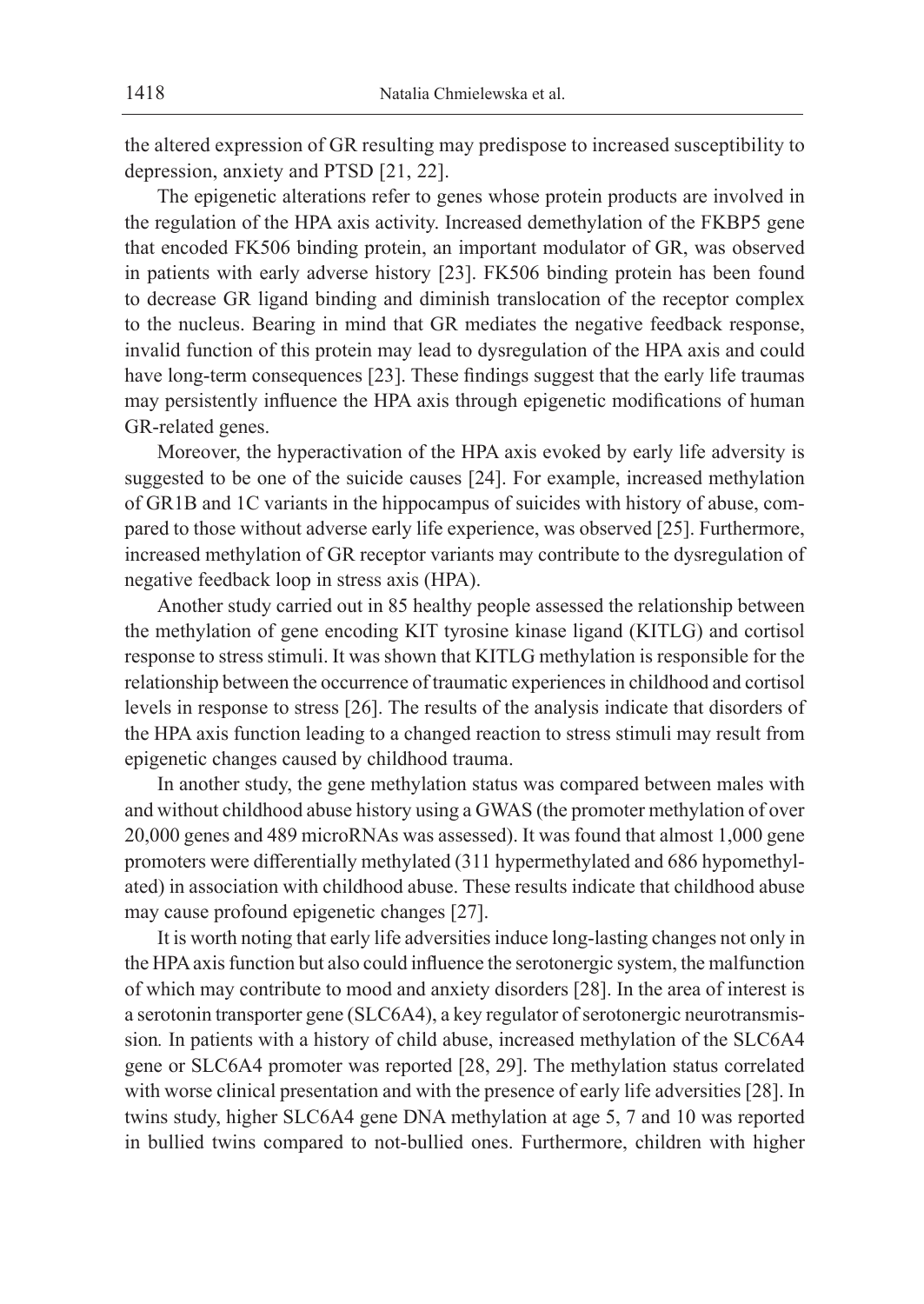the altered expression of GR resulting may predispose to increased susceptibility to depression, anxiety and PTSD [21, 22].

The epigenetic alterations refer to genes whose protein products are involved in the regulation of the HPA axis activity. Increased demethylation of the FKBP5 gene that encoded FK506 binding protein, an important modulator of GR, was observed in patients with early adverse history [23]. FK506 binding protein has been found to decrease GR ligand binding and diminish translocation of the receptor complex to the nucleus. Bearing in mind that GR mediates the negative feedback response, invalid function of this protein may lead to dysregulation of the HPA axis and could have long-term consequences [23]. These findings suggest that the early life traumas may persistently influence the HPA axis through epigenetic modifications of human GR-related genes.

Moreover, the hyperactivation of the HPA axis evoked by early life adversity is suggested to be one of the suicide causes [24]. For example, increased methylation of GR1B and 1C variants in the hippocampus of suicides with history of abuse, compared to those without adverse early life experience, was observed [25]. Furthermore, increased methylation of GR receptor variants may contribute to the dysregulation of negative feedback loop in stress axis (HPA).

Another study carried out in 85 healthy people assessed the relationship between the methylation of gene encoding KIT tyrosine kinase ligand (KITLG) and cortisol response to stress stimuli. It was shown that KITLG methylation is responsible for the relationship between the occurrence of traumatic experiences in childhood and cortisol levels in response to stress [26]. The results of the analysis indicate that disorders of the HPA axis function leading to a changed reaction to stress stimuli may result from epigenetic changes caused by childhood trauma.

In another study, the gene methylation status was compared between males with and without childhood abuse history using a GWAS (the promoter methylation of over 20,000 genes and 489 microRNAs was assessed). It was found that almost 1,000 gene promoters were differentially methylated (311 hypermethylated and 686 hypomethylated) in association with childhood abuse. These results indicate that childhood abuse may cause profound epigenetic changes [27].

It is worth noting that early life adversities induce long-lasting changes not only in the HPA axis function but also could influence the serotonergic system, the malfunction of which may contribute to mood and anxiety disorders [28]. In the area of interest is a serotonin transporter gene (SLC6A4), a key regulator of serotonergic neurotransmission*.* In patients with a history of child abuse, increased methylation of the SLC6A4 gene or SLC6A4 promoter was reported [28, 29]. The methylation status correlated with worse clinical presentation and with the presence of early life adversities [28]. In twins study, higher SLC6A4 gene DNA methylation at age 5, 7 and 10 was reported in bullied twins compared to not-bullied ones. Furthermore, children with higher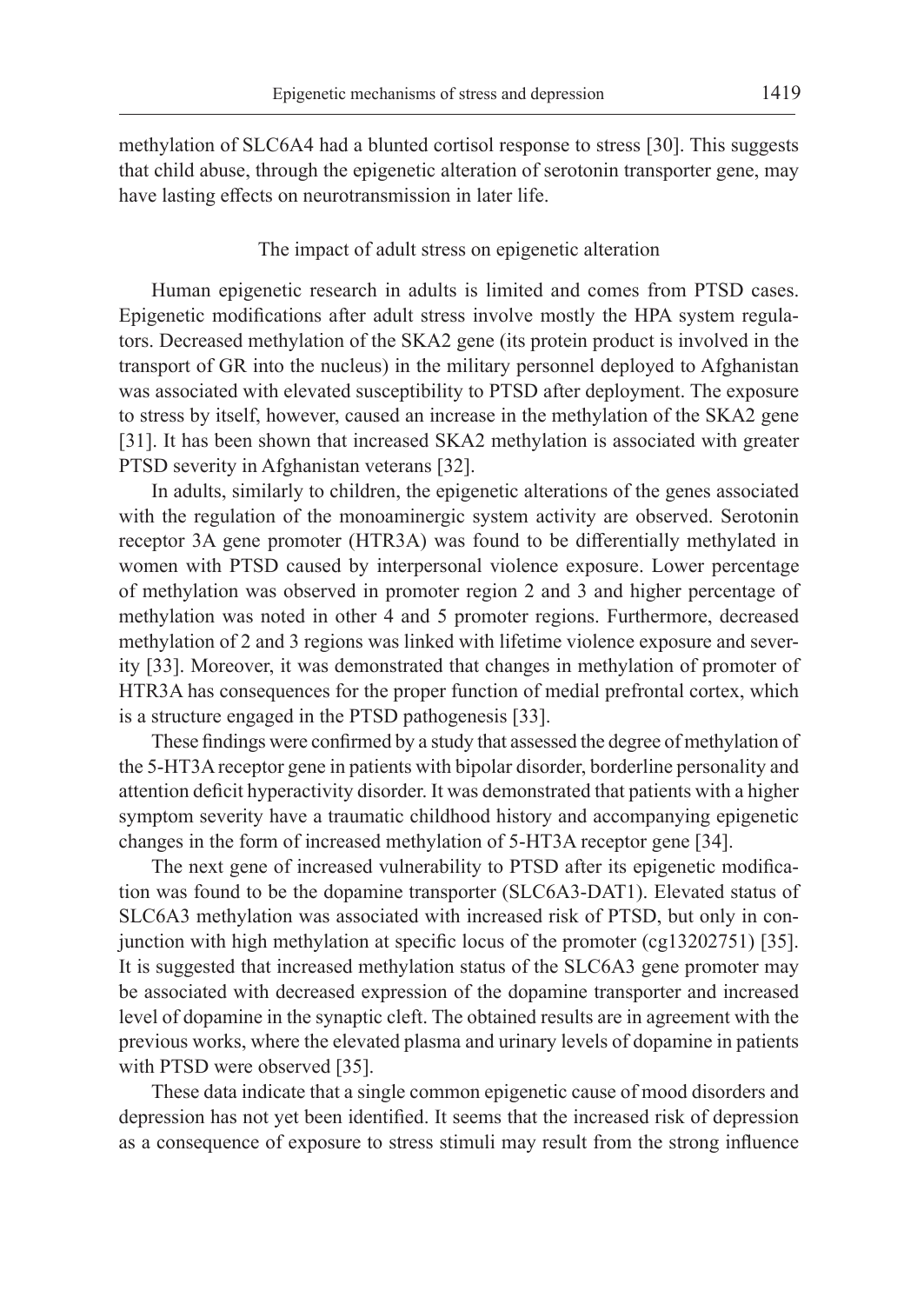methylation of SLC6A4 had a blunted cortisol response to stress [30]. This suggests that child abuse, through the epigenetic alteration of serotonin transporter gene, may have lasting effects on neurotransmission in later life.

## The impact of adult stress on epigenetic alteration

Human epigenetic research in adults is limited and comes from PTSD cases. Epigenetic modifications after adult stress involve mostly the HPA system regulators. Decreased methylation of the SKA2 gene (its protein product is involved in the transport of GR into the nucleus) in the military personnel deployed to Afghanistan was associated with elevated susceptibility to PTSD after deployment. The exposure to stress by itself, however, caused an increase in the methylation of the SKA2 gene [31]. It has been shown that increased SKA2 methylation is associated with greater PTSD severity in Afghanistan veterans [32].

In adults, similarly to children, the epigenetic alterations of the genes associated with the regulation of the monoaminergic system activity are observed. Serotonin receptor 3A gene promoter (HTR3A) was found to be differentially methylated in women with PTSD caused by interpersonal violence exposure. Lower percentage of methylation was observed in promoter region 2 and 3 and higher percentage of methylation was noted in other 4 and 5 promoter regions. Furthermore, decreased methylation of 2 and 3 regions was linked with lifetime violence exposure and severity [33]. Moreover, it was demonstrated that changes in methylation of promoter of HTR3A has consequences for the proper function of medial prefrontal cortex, which is a structure engaged in the PTSD pathogenesis [33].

These findings were confirmed by a study that assessed the degree of methylation of the 5-HT3A receptor gene in patients with bipolar disorder, borderline personality and attention deficit hyperactivity disorder. It was demonstrated that patients with a higher symptom severity have a traumatic childhood history and accompanying epigenetic changes in the form of increased methylation of 5-HT3A receptor gene [34].

The next gene of increased vulnerability to PTSD after its epigenetic modification was found to be the dopamine transporter (SLC6A3-DAT1). Elevated status of SLC6A3 methylation was associated with increased risk of PTSD, but only in conjunction with high methylation at specific locus of the promoter (cg13202751) [35]. It is suggested that increased methylation status of the SLC6A3 gene promoter may be associated with decreased expression of the dopamine transporter and increased level of dopamine in the synaptic cleft. The obtained results are in agreement with the previous works, where the elevated plasma and urinary levels of dopamine in patients with PTSD were observed [35].

These data indicate that a single common epigenetic cause of mood disorders and depression has not yet been identified. It seems that the increased risk of depression as a consequence of exposure to stress stimuli may result from the strong influence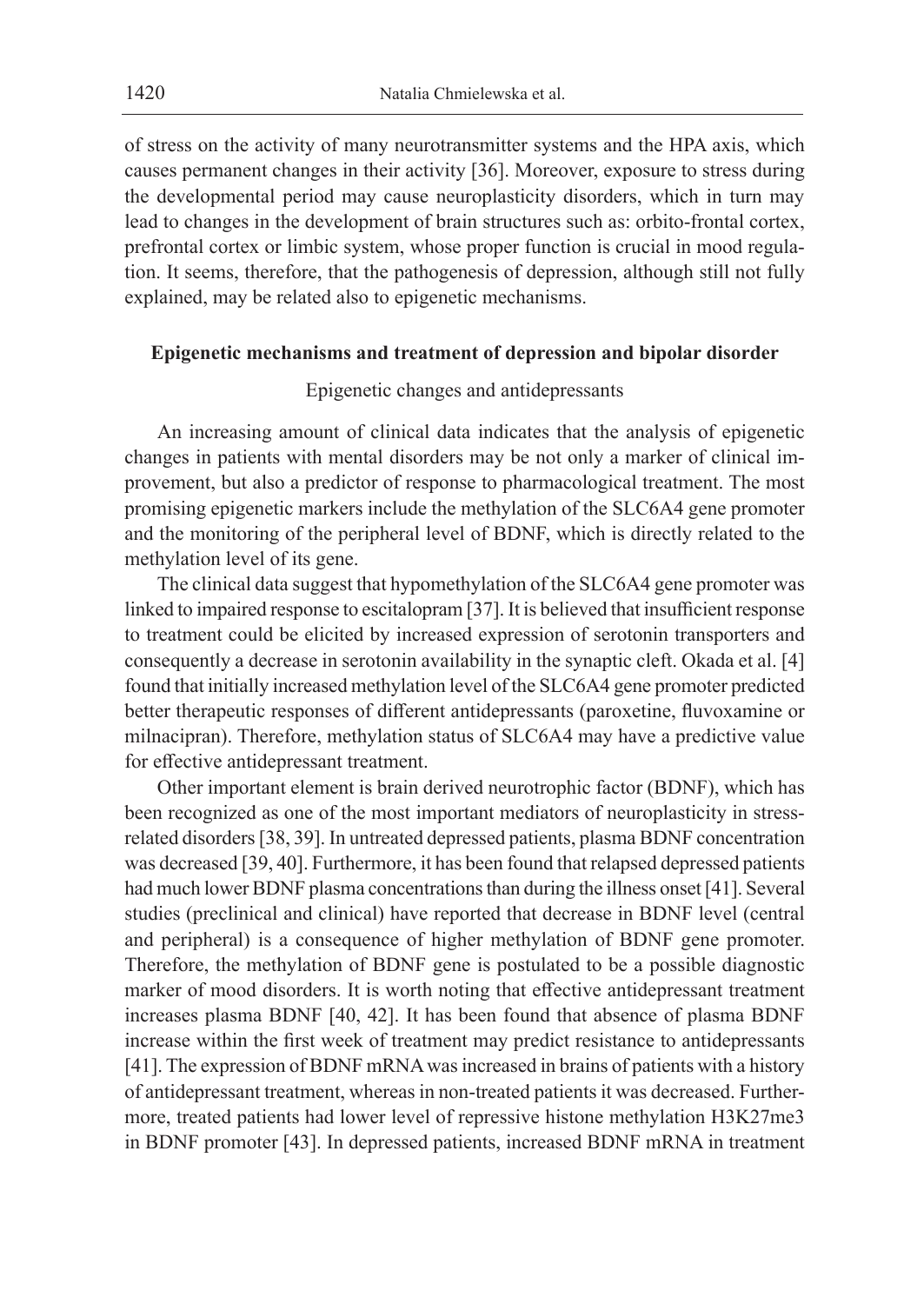of stress on the activity of many neurotransmitter systems and the HPA axis, which causes permanent changes in their activity [36]. Moreover, exposure to stress during the developmental period may cause neuroplasticity disorders, which in turn may lead to changes in the development of brain structures such as: orbito-frontal cortex, prefrontal cortex or limbic system, whose proper function is crucial in mood regulation. It seems, therefore, that the pathogenesis of depression, although still not fully explained, may be related also to epigenetic mechanisms.

## Epigenetic mechanisms and treatment of depression and bipolar disorder

### Epigenetic changes and antidepressants

An increasing amount of clinical data indicates that the analysis of epigenetic changes in patients with mental disorders may be not only a marker of clinical improvement, but also a predictor of response to pharmacological treatment. The most promising epigenetic markers include the methylation of the SLC6A4 gene promoter and the monitoring of the peripheral level of BDNF, which is directly related to the methylation level of its gene.

The clinical data suggest that hypomethylation of the SLC6A4 gene promoter was linked to impaired response to escitalopram [37]. It is believed that insufficient response to treatment could be elicited by increased expression of serotonin transporters and consequently a decrease in serotonin availability in the synaptic cleft. Okada et al. [4] found that initially increased methylation level of the SLC6A4 gene promoter predicted better therapeutic responses of different antidepressants (paroxetine, fluvoxamine or milnacipran). Therefore, methylation status of SLC6A4 may have a predictive value for effective antidepressant treatment.

Other important element is brain derived neurotrophic factor (BDNF), which has been recognized as one of the most important mediators of neuroplasticity in stress-related disorders [38, 39]. In untreated depressed patients, plasma BDNF concentration was decreased [39, 40]. Furthermore, it has been found that relapsed depressed patients had much lower BDNF plasma concentrations than during the illness onset [41]. Several studies (preclinical and clinical) have reported that decrease in BDNF level (central and peripheral) is a consequence of higher methylation of BDNF gene promoter. Therefore, the methylation of BDNF gene is postulated to be a possible diagnostic marker of mood disorders. It is worth noting that effective antidepressant treatment increases plasma BDNF [40, 42]. It has been found that absence of plasma BDNF increase within the first week of treatment may predict resistance to antidepressants [41]. The expression of BDNF mRNA was increased in brains of patients with a history of antidepressant treatment, whereas in non-treated patients it was decreased. Furthermore, treated patients had lower level of repressive histone methylation H3K27me3 in BDNF promoter [43]. In depressed patients, increased BDNF mRNA in treatment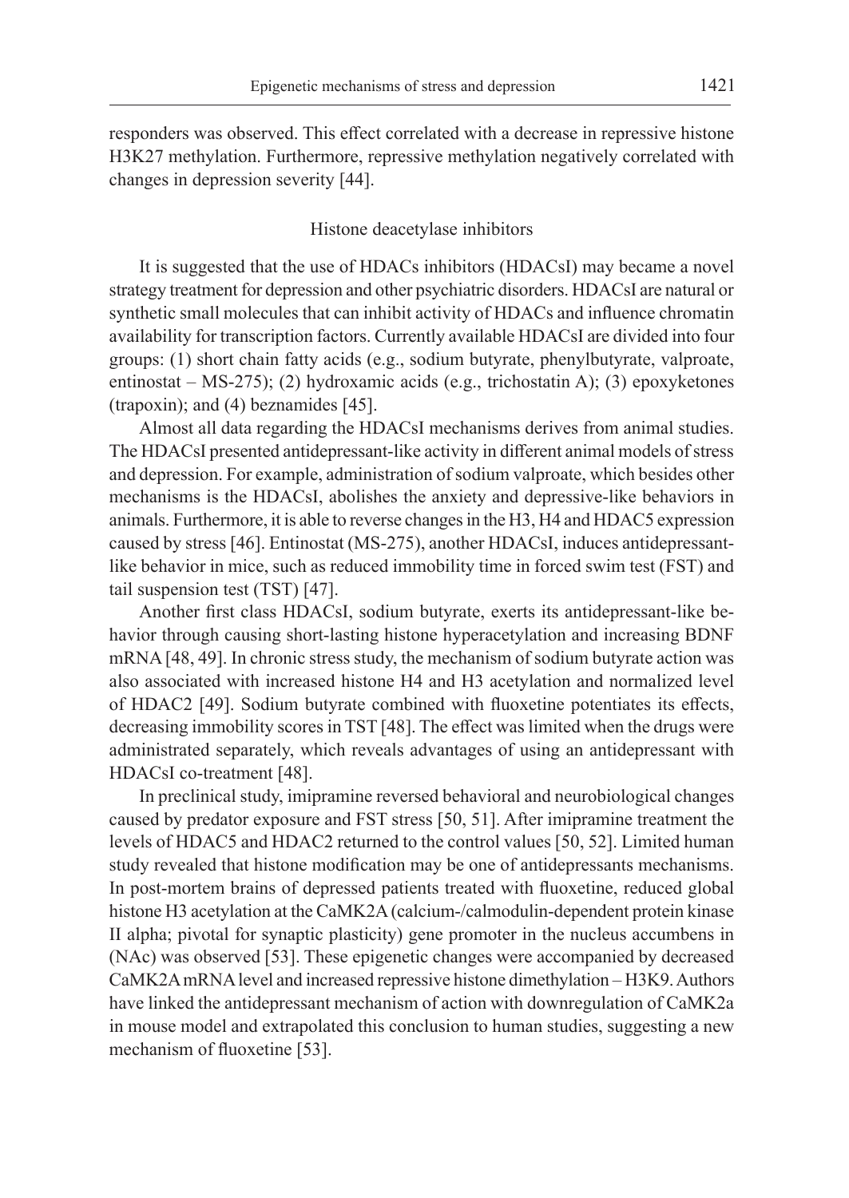responders was observed. This effect correlated with a decrease in repressive histone H3K27 methylation. Furthermore, repressive methylation negatively correlated with changes in depression severity [44].

### Histone deacetylase inhibitors

It is suggested that the use of HDACs inhibitors (HDACsI) may became a novel strategy treatment for depression and other psychiatric disorders. HDACsI are natural or synthetic small molecules that can inhibit activity of HDACs and influence chromatin availability for transcription factors. Currently available HDACsI are divided into four groups: (1) short chain fatty acids (e.g., sodium butyrate, phenylbutyrate, valproate, entinostat – MS-275); (2) hydroxamic acids (e.g., trichostatin A); (3) epoxyketones (trapoxin); and (4) beznamides [45].

Almost all data regarding the HDACsI mechanisms derives from animal studies. The HDACsI presented antidepressant-like activity in different animal models of stress and depression. For example, administration of sodium valproate, which besides other mechanisms is the HDACsI, abolishes the anxiety and depressive-like behaviors in animals. Furthermore, it is able to reverse changes in the H3, H4 and HDAC5 expression caused by stress [46]. Entinostat (MS-275), another HDACsI, induces antidepressant-like behavior in mice, such as reduced immobility time in forced swim test (FST) and tail suspension test (TST) [47].

Another first class HDACsI, sodium butyrate, exerts its antidepressant-like behavior through causing short-lasting histone hyperacetylation and increasing BDNF mRNA [48, 49]. In chronic stress study, the mechanism of sodium butyrate action was also associated with increased histone H4 and H3 acetylation and normalized level of HDAC2 [49]. Sodium butyrate combined with fluoxetine potentiates its effects, decreasing immobility scores in TST [48]. The effect was limited when the drugs were administrated separately, which reveals advantages of using an antidepressant with HDACsI co-treatment [48].

In preclinical study, imipramine reversed behavioral and neurobiological changes caused by predator exposure and FST stress [50, 51]. After imipramine treatment the levels of HDAC5 and HDAC2 returned to the control values [50, 52]. Limited human study revealed that histone modification may be one of antidepressants mechanisms. In post-mortem brains of depressed patients treated with fluoxetine, reduced global histone H3 acetylation at the CaMK2A (calcium-/calmodulin-dependent protein kinase II alpha; pivotal for synaptic plasticity) gene promoter in the nucleus accumbens in (NAc) was observed [53]. These epigenetic changes were accompanied by decreased CaMK2A mRNA level and increased repressive histone dimethylation – H3K9. Authors have linked the antidepressant mechanism of action with downregulation of CaMK2a in mouse model and extrapolated this conclusion to human studies, suggesting a new mechanism of fluoxetine [53].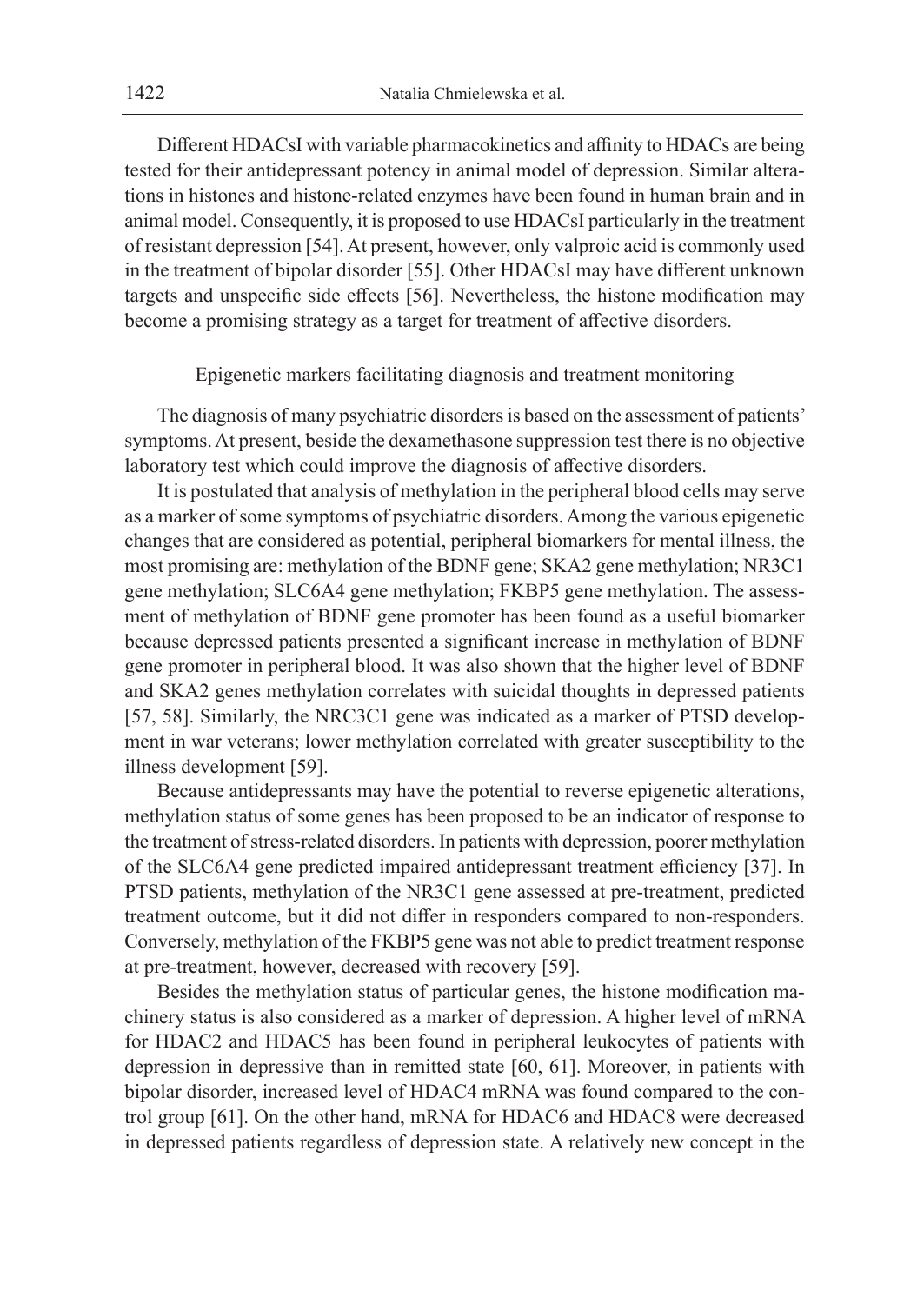Different HDACsI with variable pharmacokinetics and affinity to HDACs are being tested for their antidepressant potency in animal model of depression. Similar alterations in histones and histone-related enzymes have been found in human brain and in animal model. Consequently, it is proposed to use HDACsI particularly in the treatment of resistant depression [54]. At present, however, only valproic acid is commonly used in the treatment of bipolar disorder [55]. Other HDACsI may have different unknown targets and unspecific side effects [56]. Nevertheless, the histone modification may become a promising strategy as a target for treatment of affective disorders.

## Epigenetic markers facilitating diagnosis and treatment monitoring

The diagnosis of many psychiatric disorders is based on the assessment of patients' symptoms. At present, beside the dexamethasone suppression test there is no objective laboratory test which could improve the diagnosis of affective disorders.

It is postulated that analysis of methylation in the peripheral blood cells may serve as a marker of some symptoms of psychiatric disorders. Among the various epigenetic changes that are considered as potential, peripheral biomarkers for mental illness, the most promising are: methylation of the BDNF gene; SKA2 gene methylation; NR3C1 gene methylation; SLC6A4 gene methylation; FKBP5 gene methylation. The assessment of methylation of BDNF gene promoter has been found as a useful biomarker because depressed patients presented a significant increase in methylation of BDNF gene promoter in peripheral blood. It was also shown that the higher level of BDNF and SKA2 genes methylation correlates with suicidal thoughts in depressed patients [57, 58]. Similarly, the NRC3C1 gene was indicated as a marker of PTSD development in war veterans; lower methylation correlated with greater susceptibility to the illness development [59].

Because antidepressants may have the potential to reverse epigenetic alterations, methylation status of some genes has been proposed to be an indicator of response to the treatment of stress-related disorders. In patients with depression, poorer methylation of the SLC6A4 gene predicted impaired antidepressant treatment efficiency [37]. In PTSD patients, methylation of the NR3C1 gene assessed at pre-treatment, predicted treatment outcome, but it did not differ in responders compared to non-responders. Conversely, methylation of the FKBP5 gene was not able to predict treatment response at pre-treatment, however, decreased with recovery [59].

Besides the methylation status of particular genes, the histone modification machinery status is also considered as a marker of depression. A higher level of mRNA for HDAC2 and HDAC5 has been found in peripheral leukocytes of patients with depression in depressive than in remitted state [60, 61]. Moreover, in patients with bipolar disorder, increased level of HDAC4 mRNA was found compared to the control group [61]. On the other hand, mRNA for HDAC6 and HDAC8 were decreased in depressed patients regardless of depression state. A relatively new concept in the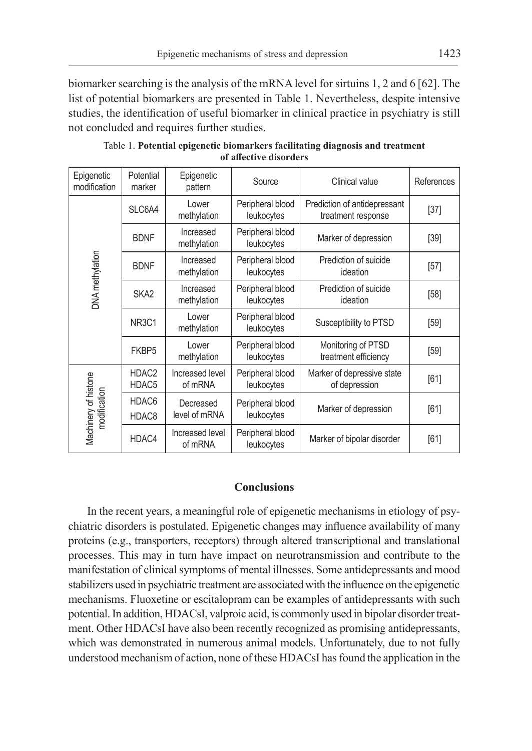biomarker searching is the analysis of the mRNA level for sirtuins 1, 2 and 6 [62]. The list of potential biomarkers are presented in Table 1. Nevertheless, despite intensive studies, the identification of useful biomarker in clinical practice in psychiatry is still not concluded and requires further studies.

Table 1. **Potential epigenetic biomarkers facilitating diagnosis and treatment of affective disorders**

| Epigenetic modification | Potential marker | Epigenetic pattern | Source | Clinical value | References |
|---|---|---|---|---|---|
| DNA methylation | SLC6A4 | Lower methylation | Peripheral blood leukocytes | Prediction of antidepressant treatment response | [37] |
| | BDNF | Increased methylation | Peripheral blood leukocytes | Marker of depression | [39] |
| | BDNF | Increased methylation | Peripheral blood leukocytes | Prediction of suicide ideation | [57] |
| | SKA2 | Increased methylation | Peripheral blood leukocytes | Prediction of suicide ideation | [58] |
| | NR3C1 | Lower methylation | Peripheral blood leukocytes | Susceptibility to PTSD | [59] |
| | FKBP5 | Lower methylation | Peripheral blood leukocytes | Monitoring of PTSD treatment efficiency | [59] |
| Machinery of histone modification | HDAC2 HDAC5 | Increased level of mRNA | Peripheral blood leukocytes | Marker of depressive state of depression | [61] |
| | HDAC6 HDAC8 | Decreased level of mRNA | Peripheral blood leukocytes | Marker of depression | [61] |
| | HDAC4 | Increased level of mRNA | Peripheral blood leukocytes | Marker of bipolar disorder | [61] |

## Conclusions

In the recent years, a meaningful role of epigenetic mechanisms in etiology of psychiatric disorders is postulated. Epigenetic changes may influence availability of many proteins (e.g., transporters, receptors) through altered transcriptional and translational processes. This may in turn have impact on neurotransmission and contribute to the manifestation of clinical symptoms of mental illnesses. Some antidepressants and mood stabilizers used in psychiatric treatment are associated with the influence on the epigenetic mechanisms. Fluoxetine or escitalopram can be examples of antidepressants with such potential. In addition, HDACsI, valproic acid, is commonly used in bipolar disorder treatment. Other HDACsI have also been recently recognized as promising antidepressants, which was demonstrated in numerous animal models. Unfortunately, due to not fully understood mechanism of action, none of these HDACsI has found the application in the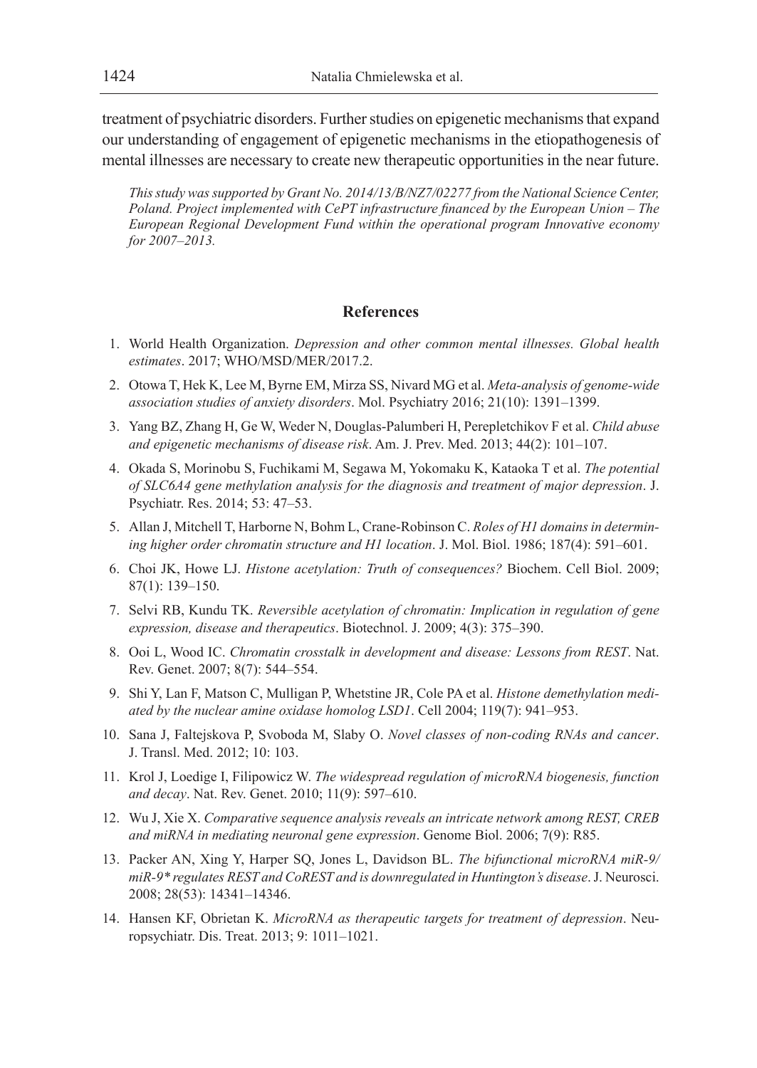treatment of psychiatric disorders. Further studies on epigenetic mechanisms that expand our understanding of engagement of epigenetic mechanisms in the etiopathogenesis of mental illnesses are necessary to create new therapeutic opportunities in the near future.

*This study was supported by Grant No. 2014/13/B/NZ7/02277 from the National Science Center, Poland. Project implemented with CePT infrastructure financed by the European Union – The European Regional Development Fund within the operational program Innovative economy for 2007–2013.*

## References

1. World Health Organization. *Depression and other common mental illnesses. Global health estimates*. 2017; WHO/MSD/MER/2017.2.
2. Otowa T, Hek K, Lee M, Byrne EM, Mirza SS, Nivard MG et al. *Meta-analysis of genome-wide association studies of anxiety disorders*. Mol. Psychiatry 2016; 21(10): 1391–1399.
3. Yang BZ, Zhang H, Ge W, Weder N, Douglas-Palumberi H, Perepletchikov F et al. *Child abuse and epigenetic mechanisms of disease risk*. Am. J. Prev. Med. 2013; 44(2): 101–107.
4. Okada S, Morinobu S, Fuchikami M, Segawa M, Yokomaku K, Kataoka T et al. *The potential of SLC6A4 gene methylation analysis for the diagnosis and treatment of major depression*. J. Psychiatr. Res. 2014; 53: 47–53.
5. Allan J, Mitchell T, Harborne N, Bohm L, Crane-Robinson C. *Roles of H1 domains in determining higher order chromatin structure and H1 location*. J. Mol. Biol. 1986; 187(4): 591–601.
6. Choi JK, Howe LJ. *Histone acetylation: Truth of consequences?* Biochem. Cell Biol. 2009; 87(1): 139–150.
7. Selvi RB, Kundu TK. *Reversible acetylation of chromatin: Implication in regulation of gene expression, disease and therapeutics*. Biotechnol. J. 2009; 4(3): 375–390.
8. Ooi L, Wood IC. *Chromatin crosstalk in development and disease: Lessons from REST*. Nat. Rev. Genet. 2007; 8(7): 544–554.
9. Shi Y, Lan F, Matson C, Mulligan P, Whetstine JR, Cole PA et al. *Histone demethylation mediated by the nuclear amine oxidase homolog LSD1*. Cell 2004; 119(7): 941–953.
10. Sana J, Faltejskova P, Svoboda M, Slaby O. *Novel classes of non-coding RNAs and cancer*. J. Transl. Med. 2012; 10: 103.
11. Krol J, Loedige I, Filipowicz W. *The widespread regulation of microRNA biogenesis, function and decay*. Nat. Rev. Genet. 2010; 11(9): 597–610.
12. Wu J, Xie X. *Comparative sequence analysis reveals an intricate network among REST, CREB and miRNA in mediating neuronal gene expression*. Genome Biol. 2006; 7(9): R85.
13. Packer AN, Xing Y, Harper SQ, Jones L, Davidson BL. *The bifunctional microRNA miR-9/miR-9* regulates REST and CoREST and is downregulated in Huntington's disease*. J. Neurosci. 2008; 28(53): 14341–14346.
14. Hansen KF, Obrietan K. *MicroRNA as therapeutic targets for treatment of depression*. Neuropsychiatr. Dis. Treat. 2013; 9: 1011–1021.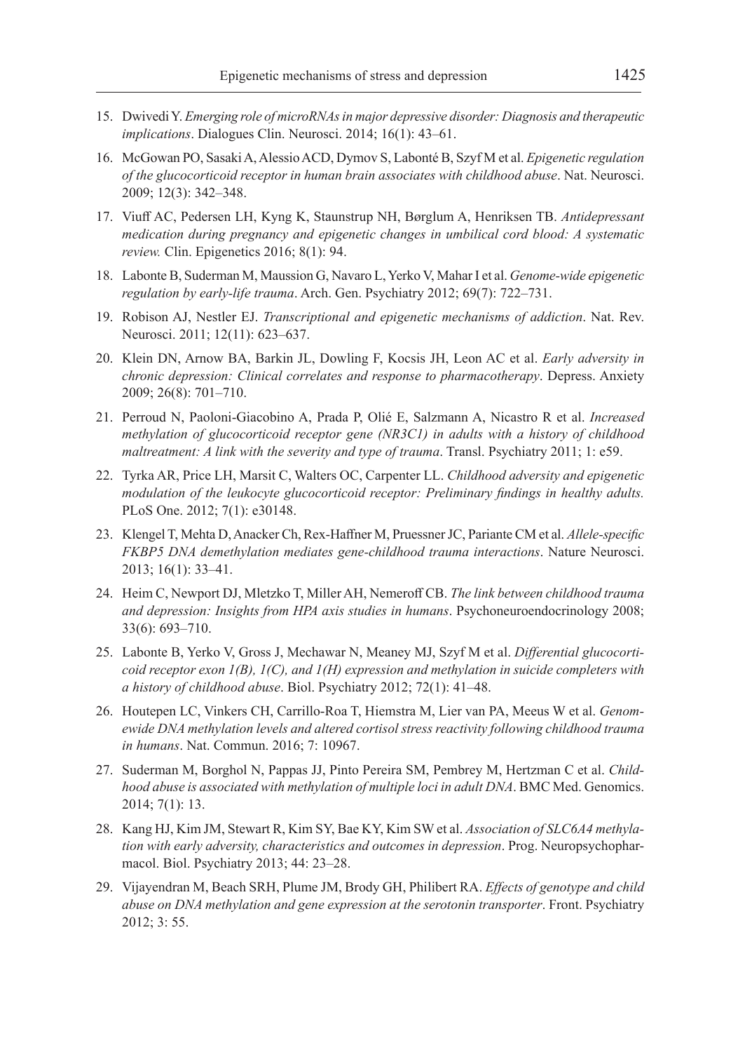15. Dwivedi Y. *Emerging role of microRNAs in major depressive disorder: Diagnosis and therapeutic implications*. Dialogues Clin. Neurosci. 2014; 16(1): 43–61.
16. McGowan PO, Sasaki A, Alessio ACD, Dymov S, Labonté B, Szyf M et al. *Epigenetic regulation of the glucocorticoid receptor in human brain associates with childhood abuse*. Nat. Neurosci. 2009; 12(3): 342–348.
17. Viuff AC, Pedersen LH, Kyng K, Staunstrup NH, Børglum A, Henriksen TB. *Antidepressant medication during pregnancy and epigenetic changes in umbilical cord blood: A systematic review.* Clin. Epigenetics 2016; 8(1): 94.
18. Labonte B, Suderman M, Maussion G, Navaro L, Yerko V, Mahar I et al. *Genome-wide epigenetic regulation by early-life trauma*. Arch. Gen. Psychiatry 2012; 69(7): 722–731.
19. Robison AJ, Nestler EJ. *Transcriptional and epigenetic mechanisms of addiction*. Nat. Rev. Neurosci. 2011; 12(11): 623–637.
20. Klein DN, Arnow BA, Barkin JL, Dowling F, Kocsis JH, Leon AC et al. *Early adversity in chronic depression: Clinical correlates and response to pharmacotherapy*. Depress. Anxiety 2009; 26(8): 701–710.
21. Perroud N, Paoloni-Giacobino A, Prada P, Olié E, Salzmann A, Nicastro R et al. *Increased methylation of glucocorticoid receptor gene (NR3C1) in adults with a history of childhood maltreatment: A link with the severity and type of trauma*. Transl. Psychiatry 2011; 1: e59.
22. Tyrka AR, Price LH, Marsit C, Walters OC, Carpenter LL. *Childhood adversity and epigenetic modulation of the leukocyte glucocorticoid receptor: Preliminary findings in healthy adults.* PLoS One. 2012; 7(1): e30148.
23. Klengel T, Mehta D, Anacker Ch, Rex-Haffner M, Pruessner JC, Pariante CM et al. *Allele-specific FKBP5 DNA demethylation mediates gene-childhood trauma interactions*. Nature Neurosci. 2013; 16(1): 33–41.
24. Heim C, Newport DJ, Mletzko T, Miller AH, Nemeroff CB. *The link between childhood trauma and depression: Insights from HPA axis studies in humans*. Psychoneuroendocrinology 2008; 33(6): 693–710.
25. Labonte B, Yerko V, Gross J, Mechawar N, Meaney MJ, Szyf M et al. *Differential glucocorticoid receptor exon 1(B), 1(C), and 1(H) expression and methylation in suicide completers with a history of childhood abuse*. Biol. Psychiatry 2012; 72(1): 41–48.
26. Houtepen LC, Vinkers CH, Carrillo-Roa T, Hiemstra M, Lier van PA, Meeus W et al. *Genomewide DNA methylation levels and altered cortisol stress reactivity following childhood trauma in humans*. Nat. Commun. 2016; 7: 10967.
27. Suderman M, Borghol N, Pappas JJ, Pinto Pereira SM, Pembrey M, Hertzman C et al. *Childhood abuse is associated with methylation of multiple loci in adult DNA*. BMC Med. Genomics. 2014; 7(1): 13.
28. Kang HJ, Kim JM, Stewart R, Kim SY, Bae KY, Kim SW et al. *Association of SLC6A4 methylation with early adversity, characteristics and outcomes in depression*. Prog. Neuropsychopharmacol. Biol. Psychiatry 2013; 44: 23–28.
29. Vijayendran M, Beach SRH, Plume JM, Brody GH, Philibert RA. *Effects of genotype and child abuse on DNA methylation and gene expression at the serotonin transporter*. Front. Psychiatry 2012; 3: 55.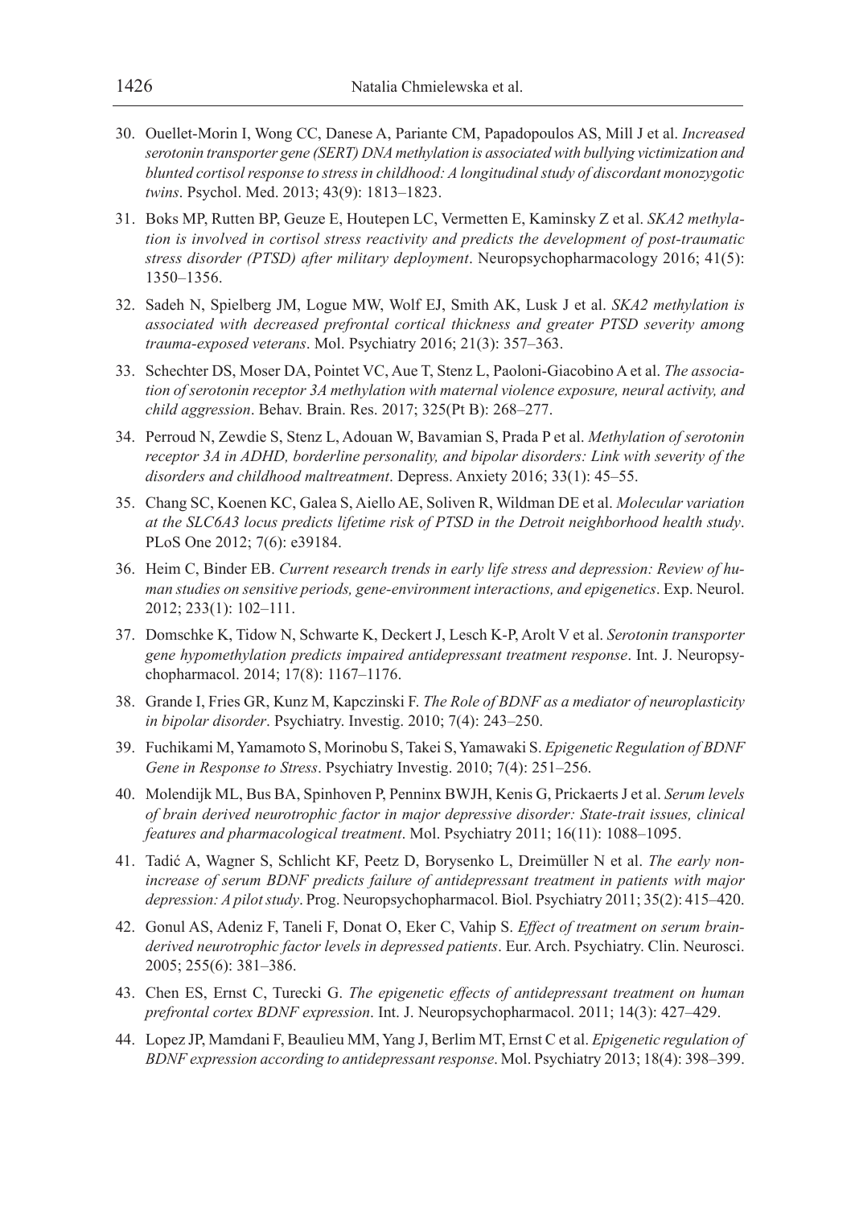30. Ouellet-Morin I, Wong CC, Danese A, Pariante CM, Papadopoulos AS, Mill J et al. *Increased serotonin transporter gene (SERT) DNA methylation is associated with bullying victimization and blunted cortisol response to stress in childhood: A longitudinal study of discordant monozygotic twins*. Psychol. Med. 2013; 43(9): 1813–1823.
31. Boks MP, Rutten BP, Geuze E, Houtepen LC, Vermetten E, Kaminsky Z et al. *SKA2 methylation is involved in cortisol stress reactivity and predicts the development of post-traumatic stress disorder (PTSD) after military deployment*. Neuropsychopharmacology 2016; 41(5): 1350–1356.
32. Sadeh N, Spielberg JM, Logue MW, Wolf EJ, Smith AK, Lusk J et al. *SKA2 methylation is associated with decreased prefrontal cortical thickness and greater PTSD severity among trauma-exposed veterans*. Mol. Psychiatry 2016; 21(3): 357–363.
33. Schechter DS, Moser DA, Pointet VC, Aue T, Stenz L, Paoloni-Giacobino A et al. *The association of serotonin receptor 3A methylation with maternal violence exposure, neural activity, and child aggression*. Behav. Brain. Res. 2017; 325(Pt B): 268–277.
34. Perroud N, Zewdie S, Stenz L, Adouan W, Bavamian S, Prada P et al. *Methylation of serotonin receptor 3A in ADHD, borderline personality, and bipolar disorders: Link with severity of the disorders and childhood maltreatment*. Depress. Anxiety 2016; 33(1): 45–55.
35. Chang SC, Koenen KC, Galea S, Aiello AE, Soliven R, Wildman DE et al. *Molecular variation at the SLC6A3 locus predicts lifetime risk of PTSD in the Detroit neighborhood health study*. PLoS One 2012; 7(6): e39184.
36. Heim C, Binder EB. *Current research trends in early life stress and depression: Review of human studies on sensitive periods, gene-environment interactions, and epigenetics*. Exp. Neurol. 2012; 233(1): 102–111.
37. Domschke K, Tidow N, Schwarte K, Deckert J, Lesch K-P, Arolt V et al. *Serotonin transporter gene hypomethylation predicts impaired antidepressant treatment response*. Int. J. Neuropsychopharmacol. 2014; 17(8): 1167–1176.
38. Grande I, Fries GR, Kunz M, Kapczinski F. *The Role of BDNF as a mediator of neuroplasticity in bipolar disorder*. Psychiatry. Investig. 2010; 7(4): 243–250.
39. Fuchikami M, Yamamoto S, Morinobu S, Takei S, Yamawaki S. *Epigenetic Regulation of BDNF Gene in Response to Stress*. Psychiatry Investig. 2010; 7(4): 251–256.
40. Molendijk ML, Bus BA, Spinhoven P, Penninx BWJH, Kenis G, Prickaerts J et al. *Serum levels of brain derived neurotrophic factor in major depressive disorder: State-trait issues, clinical features and pharmacological treatment*. Mol. Psychiatry 2011; 16(11): 1088–1095.
41. Tadić A, Wagner S, Schlicht KF, Peetz D, Borysenko L, Dreimüller N et al. *The early non-increase of serum BDNF predicts failure of antidepressant treatment in patients with major depression: A pilot study*. Prog. Neuropsychopharmacol. Biol. Psychiatry 2011; 35(2): 415–420.
42. Gonul AS, Adeniz F, Taneli F, Donat O, Eker C, Vahip S. *Effect of treatment on serum brain-derived neurotrophic factor levels in depressed patients*. Eur. Arch. Psychiatry. Clin. Neurosci. 2005; 255(6): 381–386.
43. Chen ES, Ernst C, Turecki G. *The epigenetic effects of antidepressant treatment on human prefrontal cortex BDNF expression*. Int. J. Neuropsychopharmacol. 2011; 14(3): 427–429.
44. Lopez JP, Mamdani F, Beaulieu MM, Yang J, Berlim MT, Ernst C et al. *Epigenetic regulation of BDNF expression according to antidepressant response*. Mol. Psychiatry 2013; 18(4): 398–399.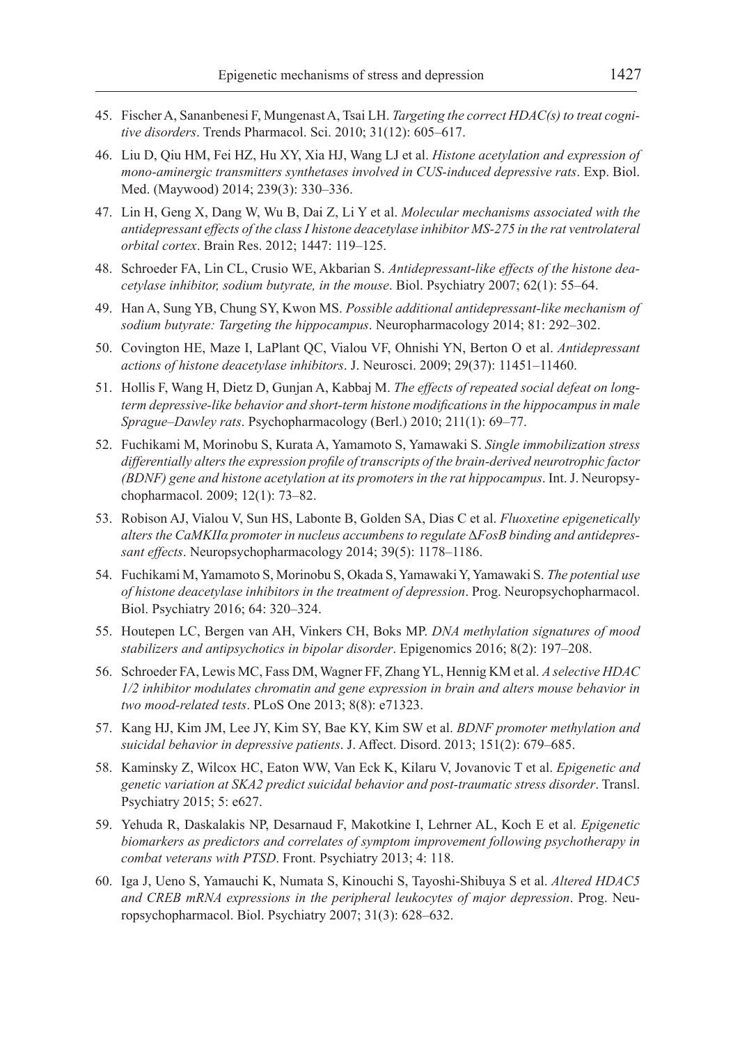45. Fischer A, Sananbenesi F, Mungenast A, Tsai LH. *Targeting the correct HDAC(s) to treat cognitive disorders*. Trends Pharmacol. Sci. 2010; 31(12): 605–617.
46. Liu D, Qiu HM, Fei HZ, Hu XY, Xia HJ, Wang LJ et al. *Histone acetylation and expression of mono-aminergic transmitters synthetases involved in CUS-induced depressive rats*. Exp. Biol. Med. (Maywood) 2014; 239(3): 330–336.
47. Lin H, Geng X, Dang W, Wu B, Dai Z, Li Y et al. *Molecular mechanisms associated with the antidepressant effects of the class I histone deacetylase inhibitor MS-275 in the rat ventrolateral orbital cortex*. Brain Res. 2012; 1447: 119–125.
48. Schroeder FA, Lin CL, Crusio WE, Akbarian S. *Antidepressant-like effects of the histone deacetylase inhibitor, sodium butyrate, in the mouse*. Biol. Psychiatry 2007; 62(1): 55–64.
49. Han A, Sung YB, Chung SY, Kwon MS. *Possible additional antidepressant-like mechanism of sodium butyrate: Targeting the hippocampus*. Neuropharmacology 2014; 81: 292–302.
50. Covington HE, Maze I, LaPlant QC, Vialou VF, Ohnishi YN, Berton O et al. *Antidepressant actions of histone deacetylase inhibitors*. J. Neurosci. 2009; 29(37): 11451–11460.
51. Hollis F, Wang H, Dietz D, Gunjan A, Kabbaj M. *The effects of repeated social defeat on long-term depressive-like behavior and short-term histone modifications in the hippocampus in male Sprague–Dawley rats*. Psychopharmacology (Berl.) 2010; 211(1): 69–77.
52. Fuchikami M, Morinobu S, Kurata A, Yamamoto S, Yamawaki S. *Single immobilization stress differentially alters the expression profile of transcripts of the brain-derived neurotrophic factor (BDNF) gene and histone acetylation at its promoters in the rat hippocampus*. Int. J. Neuropsychopharmacol. 2009; 12(1): 73–82.
53. Robison AJ, Vialou V, Sun HS, Labonte B, Golden SA, Dias C et al. *Fluoxetine epigenetically alters the CaMKIIα promoter in nucleus accumbens to regulate ΔFosB binding and antidepressant effects*. Neuropsychopharmacology 2014; 39(5): 1178–1186.
54. Fuchikami M, Yamamoto S, Morinobu S, Okada S, Yamawaki Y, Yamawaki S. *The potential use of histone deacetylase inhibitors in the treatment of depression*. Prog. Neuropsychopharmacol. Biol. Psychiatry 2016; 64: 320–324.
55. Houtepen LC, Bergen van AH, Vinkers CH, Boks MP. *DNA methylation signatures of mood stabilizers and antipsychotics in bipolar disorder*. Epigenomics 2016; 8(2): 197–208.
56. Schroeder FA, Lewis MC, Fass DM, Wagner FF, Zhang YL, Hennig KM et al. *A selective HDAC 1/2 inhibitor modulates chromatin and gene expression in brain and alters mouse behavior in two mood-related tests*. PLoS One 2013; 8(8): e71323.
57. Kang HJ, Kim JM, Lee JY, Kim SY, Bae KY, Kim SW et al. *BDNF promoter methylation and suicidal behavior in depressive patients*. J. Affect. Disord. 2013; 151(2): 679–685.
58. Kaminsky Z, Wilcox HC, Eaton WW, Van Eck K, Kilaru V, Jovanovic T et al. *Epigenetic and genetic variation at SKA2 predict suicidal behavior and post-traumatic stress disorder*. Transl. Psychiatry 2015; 5: e627.
59. Yehuda R, Daskalakis NP, Desarnaud F, Makotkine I, Lehrner AL, Koch E et al. *Epigenetic biomarkers as predictors and correlates of symptom improvement following psychotherapy in combat veterans with PTSD*. Front. Psychiatry 2013; 4: 118.
60. Iga J, Ueno S, Yamauchi K, Numata S, Kinouchi S, Tayoshi-Shibuya S et al. *Altered HDAC5 and CREB mRNA expressions in the peripheral leukocytes of major depression*. Prog. Neuropsychopharmacol. Biol. Psychiatry 2007; 31(3): 628–632.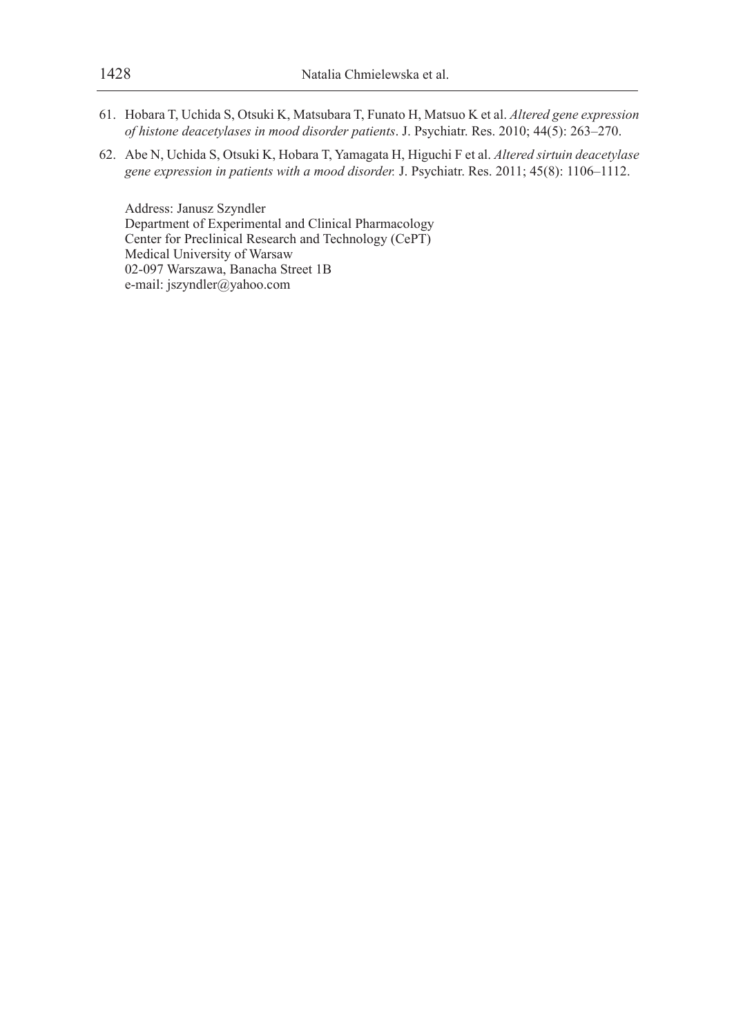61. Hobara T, Uchida S, Otsuki K, Matsubara T, Funato H, Matsuo K et al. *Altered gene expression of histone deacetylases in mood disorder patients*. J. Psychiatr. Res. 2010; 44(5): 263–270.
62. Abe N, Uchida S, Otsuki K, Hobara T, Yamagata H, Higuchi F et al. *Altered sirtuin deacetylase gene expression in patients with a mood disorder.* J. Psychiatr. Res. 2011; 45(8): 1106–1112.

Address: Janusz Szyndler
Department of Experimental and Clinical Pharmacology
Center for Preclinical Research and Technology (CePT)
Medical University of Warsaw
02-097 Warszawa, Banacha Street 1B
e-mail: jszyndler@yahoo.com